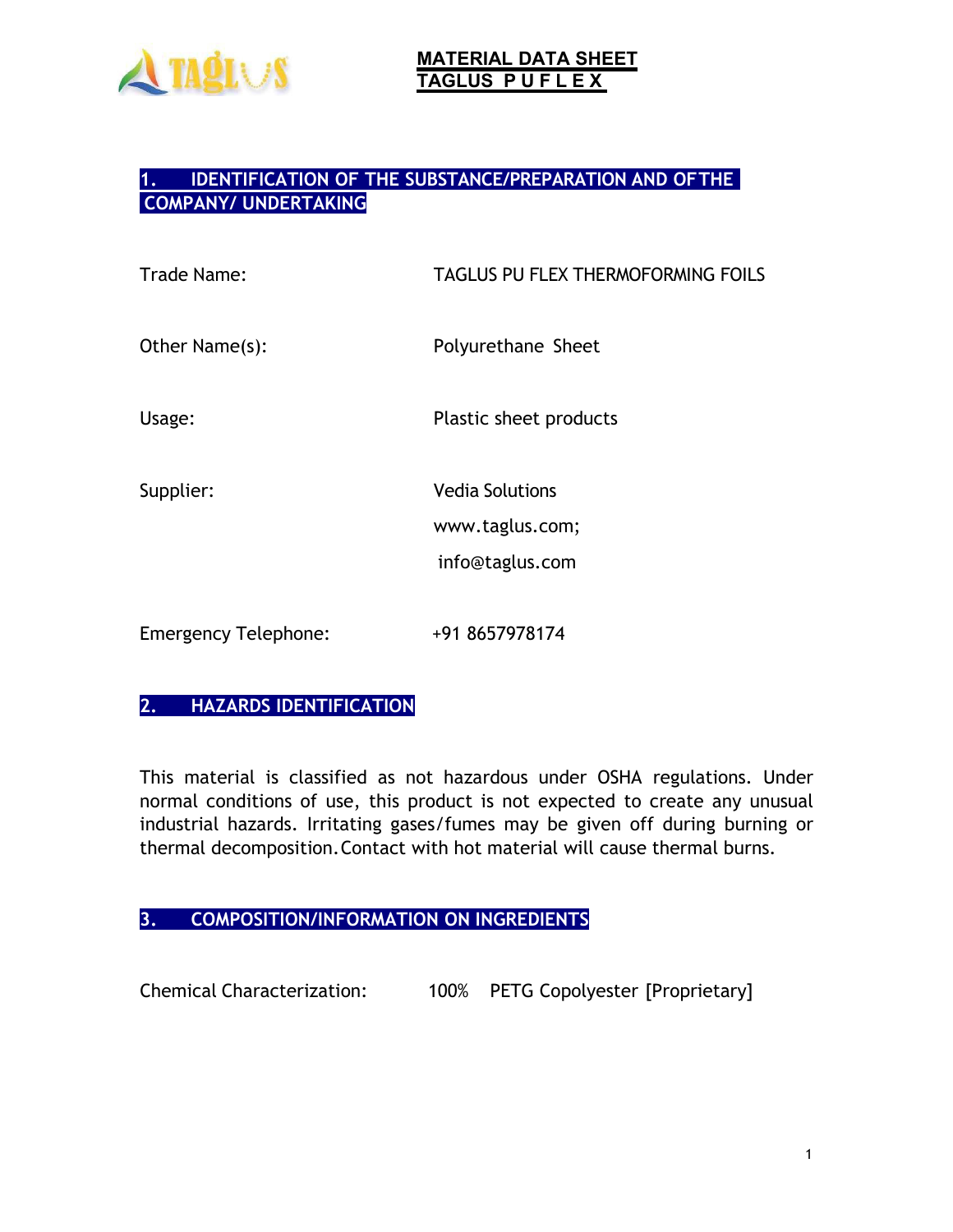# MATERIAL DATA SHEET
# TAGLUS P U F L E X

## 1. IDENTIFICATION OF THE SUBSTANCE/PREPARATION AND OF THE COMPANY/ UNDERTAKING

| | |
|---|---|
| Trade Name: | TAGLUS PU FLEX THERMOFORMING FOILS |
| Other Name(s): | Polyurethane Sheet |
| Usage: | Plastic sheet products |
| Supplier: | Vedia Solutions<br>www.taglus.com;<br>info@taglus.com |
| Emergency Telephone: | +91 8657978174 |

## 2. HAZARDS IDENTIFICATION

This material is classified as not hazardous under OSHA regulations. Under normal conditions of use, this product is not expected to create any unusual industrial hazards. Irritating gases/fumes may be given off during burning or thermal decomposition. Contact with hot material will cause thermal burns.

## 3. COMPOSITION/INFORMATION ON INGREDIENTS

Chemical Characterization: 100% PETG Copolyester [Proprietary]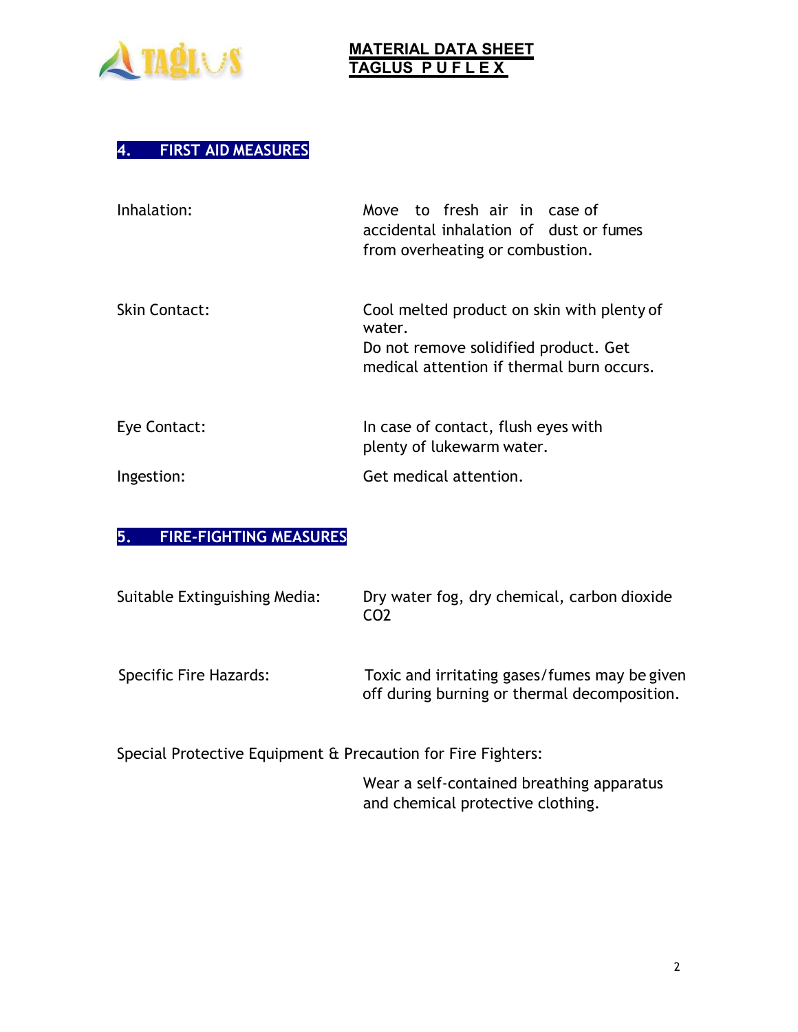## 4. FIRST AID MEASURES

| | |
|---|---|
| Inhalation: | Move to fresh air in case of accidental inhalation of dust or fumes from overheating or combustion. |
| Skin Contact: | Cool melted product on skin with plenty of water. Do not remove solidified product. Get medical attention if thermal burn occurs. |
| Eye Contact: | In case of contact, flush eyes with plenty of lukewarm water. |
| Ingestion: | Get medical attention. |

## 5. FIRE-FIGHTING MEASURES

| | |
|---|---|
| Suitable Extinguishing Media: | Dry water fog, dry chemical, carbon dioxide $CO_2$ |
| Specific Fire Hazards: | Toxic and irritating gases/fumes may be given off during burning or thermal decomposition. |

Special Protective Equipment & Precaution for Fire Fighters:

Wear a self-contained breathing apparatus and chemical protective clothing.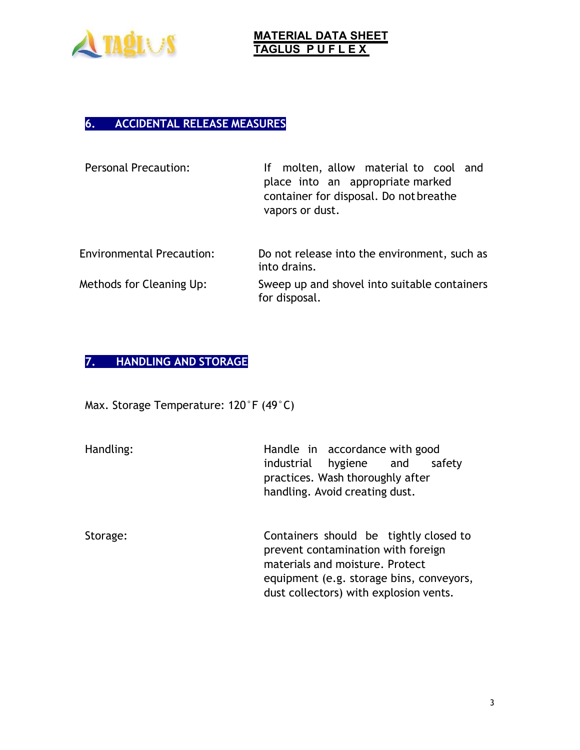## 6. ACCIDENTAL RELEASE MEASURES

| | |
|---|---|
| Personal Precaution: | If molten, allow material to cool and place into an appropriate marked container for disposal. Do not breathe vapors or dust. |
| Environmental Precaution: | Do not release into the environment, such as into drains. |
| Methods for Cleaning Up: | Sweep up and shovel into suitable containers for disposal. |

## 7. HANDLING AND STORAGE

Max. Storage Temperature: 120˚F (49˚C)

| | |
|---|---|
| Handling: | Handle in accordance with good industrial hygiene and safety practices. Wash thoroughly after handling. Avoid creating dust. |
| Storage: | Containers should be tightly closed to prevent contamination with foreign materials and moisture. Protect equipment (e.g. storage bins, conveyors, dust collectors) with explosion vents. |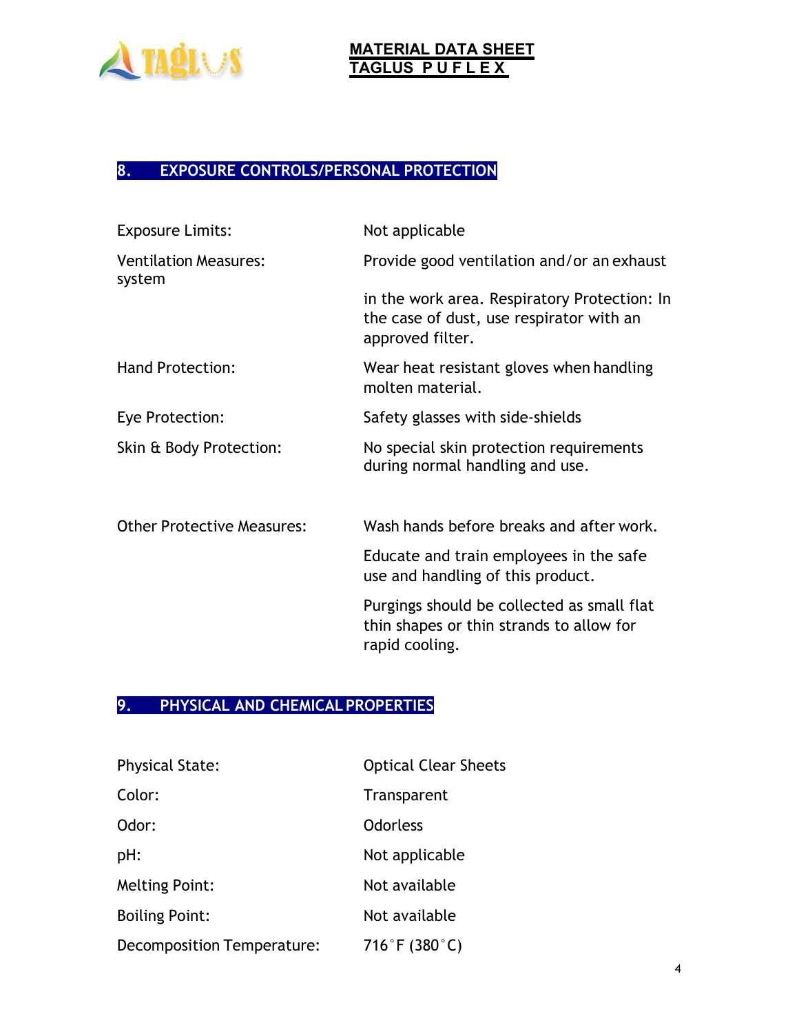## 8. EXPOSURE CONTROLS/PERSONAL PROTECTION

| | |
|---|---|
| Exposure Limits: | Not applicable |
| Ventilation Measures: system | Provide good ventilation and/or an exhaust in the work area. Respiratory Protection: In the case of dust, use respirator with an approved filter. |
| Hand Protection: | Wear heat resistant gloves when handling molten material. |
| Eye Protection: | Safety glasses with side-shields |
| Skin & Body Protection: | No special skin protection requirements during normal handling and use. |
| Other Protective Measures: | Wash hands before breaks and after work. Educate and train employees in the safe use and handling of this product. Purgings should be collected as small flat thin shapes or thin strands to allow for rapid cooling. |

## 9. PHYSICAL AND CHEMICAL PROPERTIES

| | |
|---|---|
| Physical State: | Optical Clear Sheets |
| Color: | Transparent |
| Odor: | Odorless |
| pH: | Not applicable |
| Melting Point: | Not available |
| Boiling Point: | Not available |
| Decomposition Temperature: | 716˚F (380˚C) |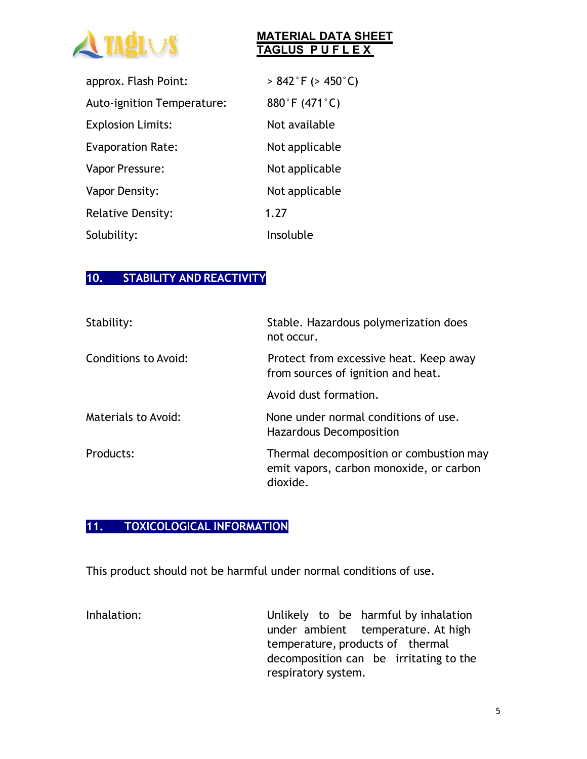| | |
|---|---|
| approx. Flash Point: | > 842˚F (> 450˚C) |
| Auto-ignition Temperature: | 880˚F (471˚C) |
| Explosion Limits: | Not available |
| Evaporation Rate: | Not applicable |
| Vapor Pressure: | Not applicable |
| Vapor Density: | Not applicable |
| Relative Density: | 1.27 |
| Solubility: | Insoluble |

## 10. STABILITY AND REACTIVITY

| | |
|---|---|
| Stability: | Stable. Hazardous polymerization does not occur. |
| Conditions to Avoid: | Protect from excessive heat. Keep away from sources of ignition and heat. |
| | Avoid dust formation. |
| Materials to Avoid: | None under normal conditions of use. Hazardous Decomposition |
| Products: | Thermal decomposition or combustion may emit vapors, carbon monoxide, or carbon dioxide. |

## 11. TOXICOLOGICAL INFORMATION

This product should not be harmful under normal conditions of use.

| | |
|---|---|
| Inhalation: | Unlikely to be harmful by inhalation under ambient temperature. At high temperature, products of thermal decomposition can be irritating to the respiratory system. |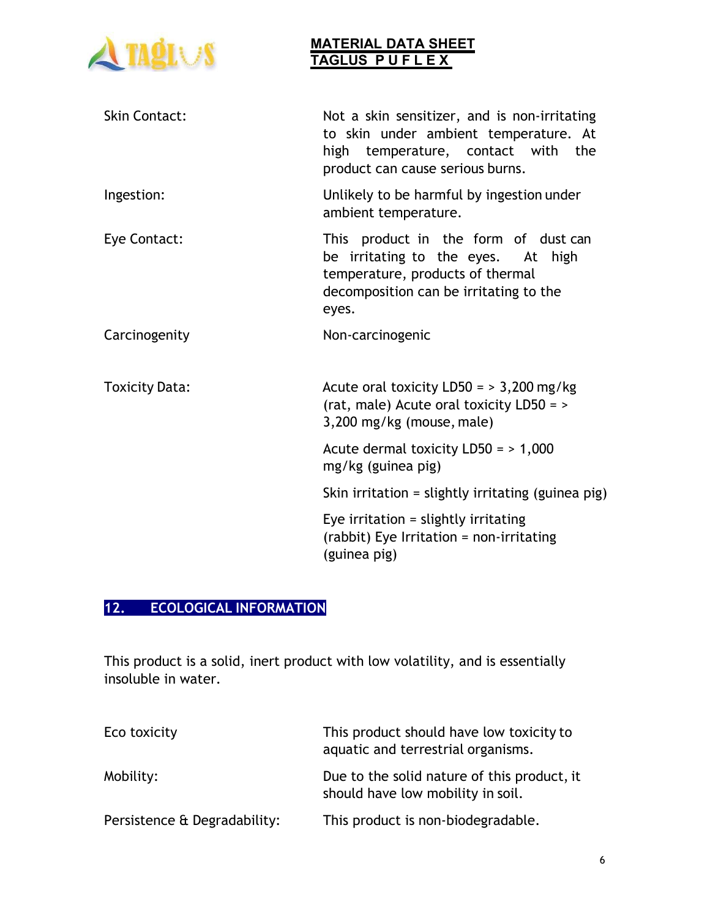| | |
|---|---|
| Skin Contact: | Not a skin sensitizer, and is non-irritating to skin under ambient temperature. At high temperature, contact with the product can cause serious burns. |
| Ingestion: | Unlikely to be harmful by ingestion under ambient temperature. |
| Eye Contact: | This product in the form of dust can be irritating to the eyes. At high temperature, products of thermal decomposition can be irritating to the eyes. |
| Carcinogenity | Non-carcinogenic |
| Toxicity Data: | Acute oral toxicity LD50 = > 3,200 mg/kg (rat, male) Acute oral toxicity LD50 = > 3,200 mg/kg (mouse, male)<br><br>Acute dermal toxicity LD50 = > 1,000 mg/kg (guinea pig)<br><br>Skin irritation = slightly irritating (guinea pig)<br><br>Eye irritation = slightly irritating (rabbit) Eye Irritation = non-irritating (guinea pig) |

## 12. ECOLOGICAL INFORMATION

This product is a solid, inert product with low volatility, and is essentially insoluble in water.

| | |
|---|---|
| Eco toxicity | This product should have low toxicity to aquatic and terrestrial organisms. |
| Mobility: | Due to the solid nature of this product, it should have low mobility in soil. |
| Persistence & Degradability: | This product is non-biodegradable. |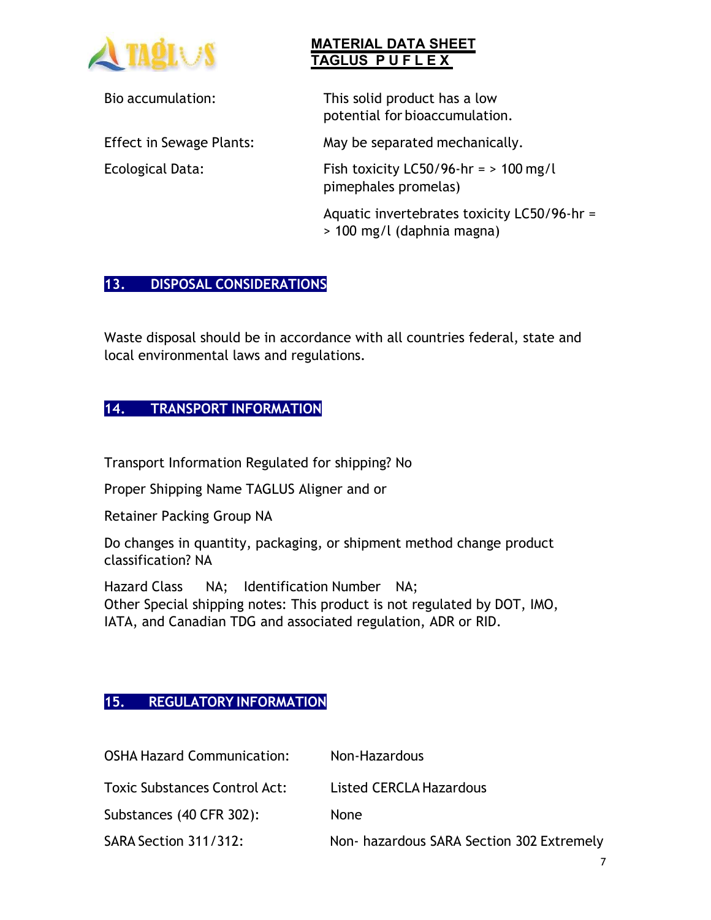| | |
|---|---|
| Bio accumulation: | This solid product has a low potential for bioaccumulation. |
| Effect in Sewage Plants: | May be separated mechanically. |
| Ecological Data: | Fish toxicity LC50/96-hr = > 100 mg/l pimephales promelas) |
| | Aquatic invertebrates toxicity LC50/96-hr = > 100 mg/l (daphnia magna) |

## 13. DISPOSAL CONSIDERATIONS

Waste disposal should be in accordance with all countries federal, state and local environmental laws and regulations.

## 14. TRANSPORT INFORMATION

Transport Information Regulated for shipping? No

Proper Shipping Name TAGLUS Aligner and or

Retainer Packing Group NA

Do changes in quantity, packaging, or shipment method change product classification? NA

Hazard Class NA; Identification Number NA;
Other Special shipping notes: This product is not regulated by DOT, IMO, IATA, and Canadian TDG and associated regulation, ADR or RID.

## 15. REGULATORY INFORMATION

| | |
|---|---|
| OSHA Hazard Communication: | Non-Hazardous |
| Toxic Substances Control Act: | Listed CERCLA Hazardous |
| Substances (40 CFR 302): | None |
| SARA Section 311/312: | Non- hazardous SARA Section 302 Extremely |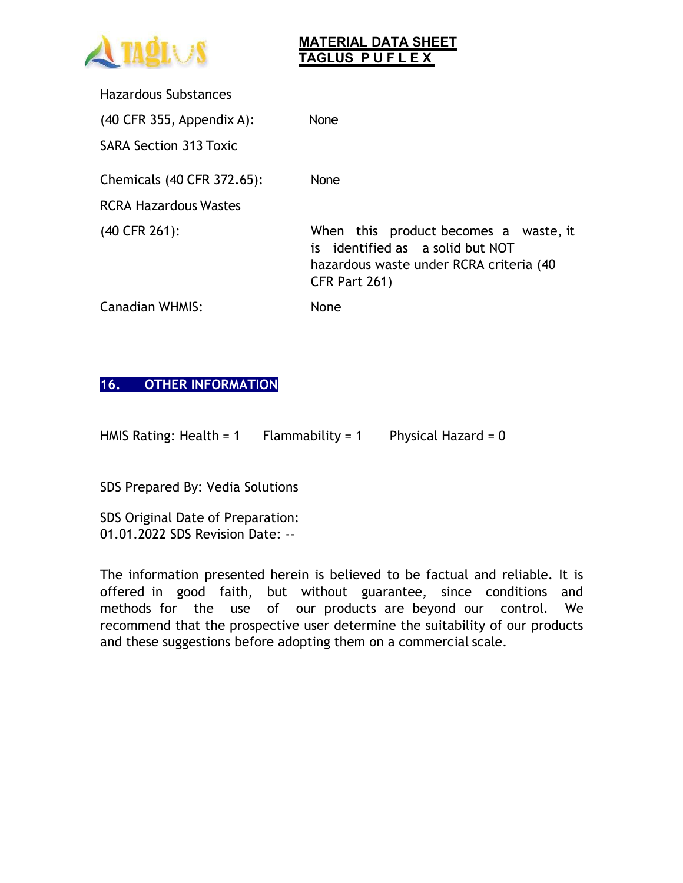Hazardous Substances

| | |
|---|---|
| (40 CFR 355, Appendix A): | None |
| SARA Section 313 Toxic Chemicals (40 CFR 372.65): | None |
| RCRA Hazardous Wastes (40 CFR 261): | When this product becomes a waste, it is identified as a solid but NOT hazardous waste under RCRA criteria (40 CFR Part 261) |
| Canadian WHMIS: | None |

## 16. OTHER INFORMATION

HMIS Rating: Health = 1 Flammability = 1 Physical Hazard = 0

SDS Prepared By: Vedia Solutions

SDS Original Date of Preparation: 01.01.2022 SDS Revision Date: --

The information presented herein is believed to be factual and reliable. It is offered in good faith, but without guarantee, since conditions and methods for the use of our products are beyond our control. We recommend that the prospective user determine the suitability of our products and these suggestions before adopting them on a commercial scale.